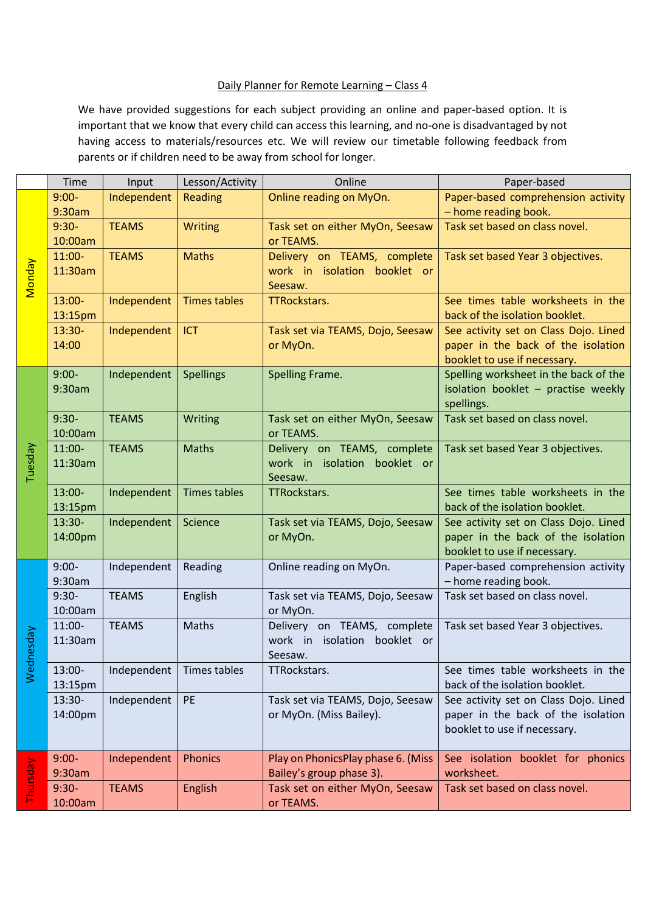Daily Planner for Remote Learning – Class 4

We have provided suggestions for each subject providing an online and paper-based option. It is important that we know that every child can access this learning, and no-one is disadvantaged by not having access to materials/resources etc. We will review our timetable following feedback from parents or if children need to be away from school for longer.

| | Time | Input | Lesson/Activity | Online | Paper-based |
|---|---|---|---|---|---|
| Monday | 9:00-9:30am | Independent | Reading | Online reading on MyOn. | Paper-based comprehension activity – home reading book. |
| | 9:30-10:00am | TEAMS | Writing | Task set on either MyOn, Seesaw or TEAMS. | Task set based on class novel. |
| | 11:00-11:30am | TEAMS | Maths | Delivery on TEAMS, complete work in isolation booklet or Seesaw. | Task set based Year 3 objectives. |
| | 13:00-13:15pm | Independent | Times tables | TTRockstars. | See times table worksheets in the back of the isolation booklet. |
| | 13:30-14:00 | Independent | ICT | Task set via TEAMS, Dojo, Seesaw or MyOn. | See activity set on Class Dojo. Lined paper in the back of the isolation booklet to use if necessary. |
| Tuesday | 9:00-9:30am | Independent | Spellings | Spelling Frame. | Spelling worksheet in the back of the isolation booklet – practise weekly spellings. |
| | 9:30-10:00am | TEAMS | Writing | Task set on either MyOn, Seesaw or TEAMS. | Task set based on class novel. |
| | 11:00-11:30am | TEAMS | Maths | Delivery on TEAMS, complete work in isolation booklet or Seesaw. | Task set based Year 3 objectives. |
| | 13:00-13:15pm | Independent | Times tables | TTRockstars. | See times table worksheets in the back of the isolation booklet. |
| | 13:30-14:00pm | Independent | Science | Task set via TEAMS, Dojo, Seesaw or MyOn. | See activity set on Class Dojo. Lined paper in the back of the isolation booklet to use if necessary. |
| Wednesday | 9:00-9:30am | Independent | Reading | Online reading on MyOn. | Paper-based comprehension activity – home reading book. |
| | 9:30-10:00am | TEAMS | English | Task set via TEAMS, Dojo, Seesaw or MyOn. | Task set based on class novel. |
| | 11:00-11:30am | TEAMS | Maths | Delivery on TEAMS, complete work in isolation booklet or Seesaw. | Task set based Year 3 objectives. |
| | 13:00-13:15pm | Independent | Times tables | TTRockstars. | See times table worksheets in the back of the isolation booklet. |
| | 13:30-14:00pm | Independent | PE | Task set via TEAMS, Dojo, Seesaw or MyOn. (Miss Bailey). | See activity set on Class Dojo. Lined paper in the back of the isolation booklet to use if necessary. |
| Thursday | 9:00-9:30am | Independent | Phonics | Play on PhonicsPlay phase 6. (Miss Bailey's group phase 3). | See isolation booklet for phonics worksheet. |
| | 9:30-10:00am | TEAMS | English | Task set on either MyOn, Seesaw or TEAMS. | Task set based on class novel. |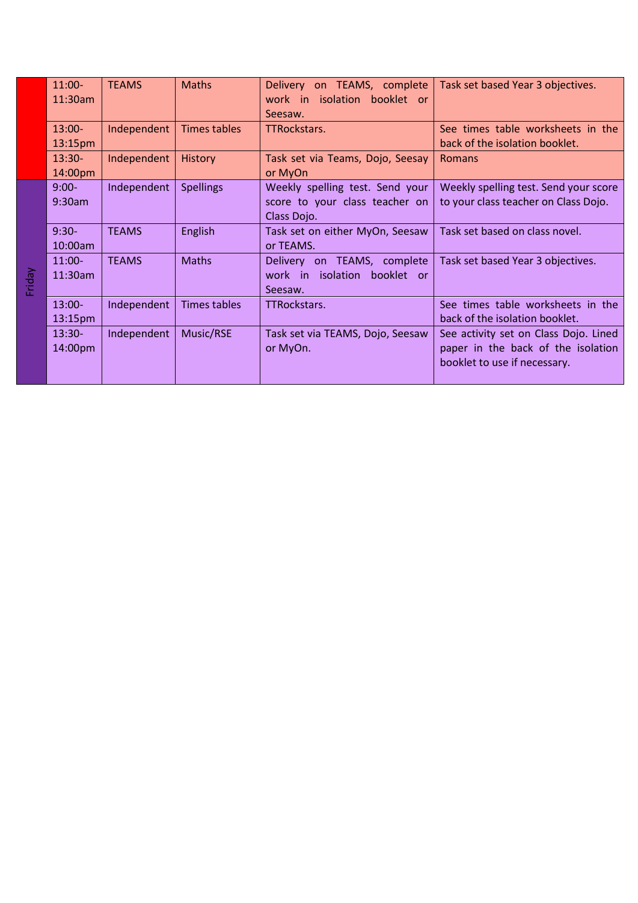| | | | | | |
|---|---|---|---|---|---|
| | 11:00-11:30am | TEAMS | Maths | Delivery on TEAMS, complete work in isolation booklet or Seesaw. | Task set based Year 3 objectives. |
| | 13:00-13:15pm | Independent | Times tables | TTRockstars. | See times table worksheets in the back of the isolation booklet. |
| | 13:30-14:00pm | Independent | History | Task set via Teams, Dojo, Seesay or MyOn | Romans |
| Friday | 9:00-9:30am | Independent | Spellings | Weekly spelling test. Send your score to your class teacher on Class Dojo. | Weekly spelling test. Send your score to your class teacher on Class Dojo. |
| | 9:30-10:00am | TEAMS | English | Task set on either MyOn, Seesaw or TEAMS. | Task set based on class novel. |
| | 11:00-11:30am | TEAMS | Maths | Delivery on TEAMS, complete work in isolation booklet or Seesaw. | Task set based Year 3 objectives. |
| | 13:00-13:15pm | Independent | Times tables | TTRockstars. | See times table worksheets in the back of the isolation booklet. |
| | 13:30-14:00pm | Independent | Music/RSE | Task set via TEAMS, Dojo, Seesaw or MyOn. | See activity set on Class Dojo. Lined paper in the back of the isolation booklet to use if necessary. |